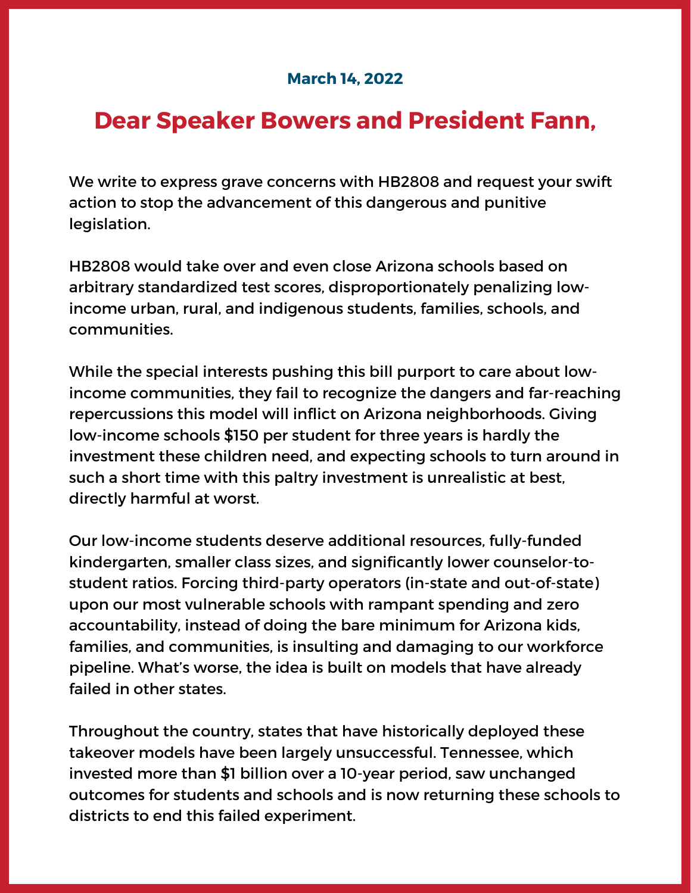March 14, 2022

## Dear Speaker Bowers and President Fann,

We write to express grave concerns with HB2808 and request your swift action to stop the advancement of this dangerous and punitive legislation.

HB2808 would take over and even close Arizona schools based on arbitrary standardized test scores, disproportionately penalizing low-income urban, rural, and indigenous students, families, schools, and communities.

While the special interests pushing this bill purport to care about low-income communities, they fail to recognize the dangers and far-reaching repercussions this model will inflict on Arizona neighborhoods. Giving low-income schools $150 per student for three years is hardly the investment these children need, and expecting schools to turn around in such a short time with this paltry investment is unrealistic at best, directly harmful at worst.

Our low-income students deserve additional resources, fully-funded kindergarten, smaller class sizes, and significantly lower counselor-to-student ratios. Forcing third-party operators (in-state and out-of-state) upon our most vulnerable schools with rampant spending and zero accountability, instead of doing the bare minimum for Arizona kids, families, and communities, is insulting and damaging to our workforce pipeline. What's worse, the idea is built on models that have already failed in other states.

Throughout the country, states that have historically deployed these takeover models have been largely unsuccessful. Tennessee, which invested more than $1 billion over a 10-year period, saw unchanged outcomes for students and schools and is now returning these schools to districts to end this failed experiment.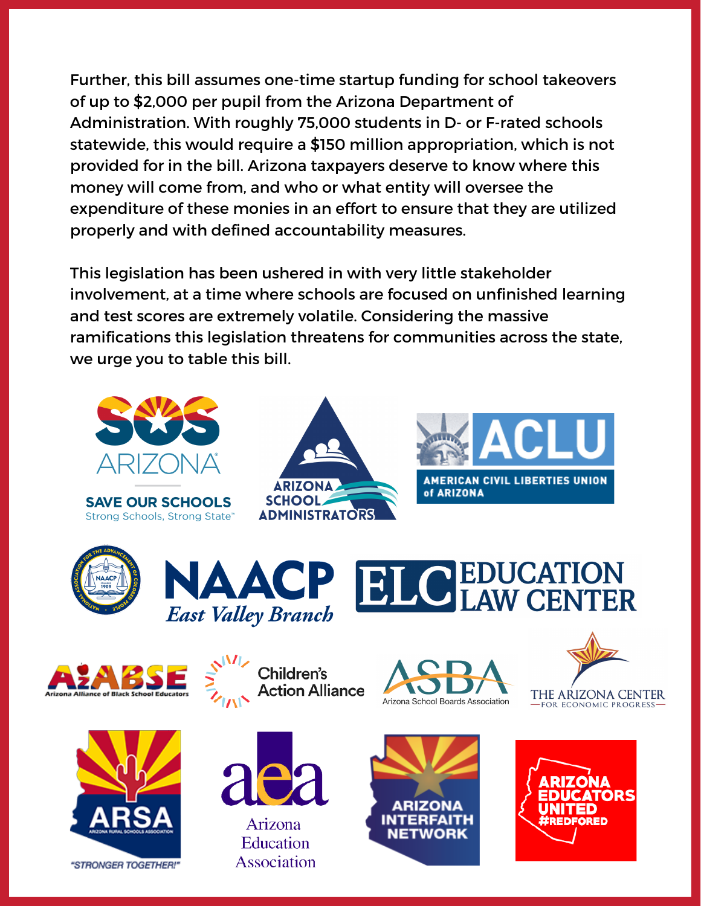Further, this bill assumes one-time startup funding for school takeovers of up to $2,000 per pupil from the Arizona Department of Administration. With roughly 75,000 students in D- or F-rated schools statewide, this would require a $150 million appropriation, which is not provided for in the bill. Arizona taxpayers deserve to know where this money will come from, and who or what entity will oversee the expenditure of these monies in an effort to ensure that they are utilized properly and with defined accountability measures.

This legislation has been ushered in with very little stakeholder involvement, at a time where schools are focused on unfinished learning and test scores are extremely volatile. Considering the massive ramifications this legislation threatens for communities across the state, we urge you to table this bill.

SOS Arizona – Save Our Schools – Strong Schools, Strong State™

Arizona School Administrators

ACLU – American Civil Liberties Union of Arizona

NAACP East Valley Branch

ELC Education Law Center

AzABSE – Arizona Alliance of Black School Educators

Children's Action Alliance

ASBA – Arizona School Boards Association

The Arizona Center for Economic Progress

ARSA – Arizona Rural Schools Association – "Stronger Together!"

aea – Arizona Education Association

Arizona Interfaith Network

Arizona Educators United #RedForEd